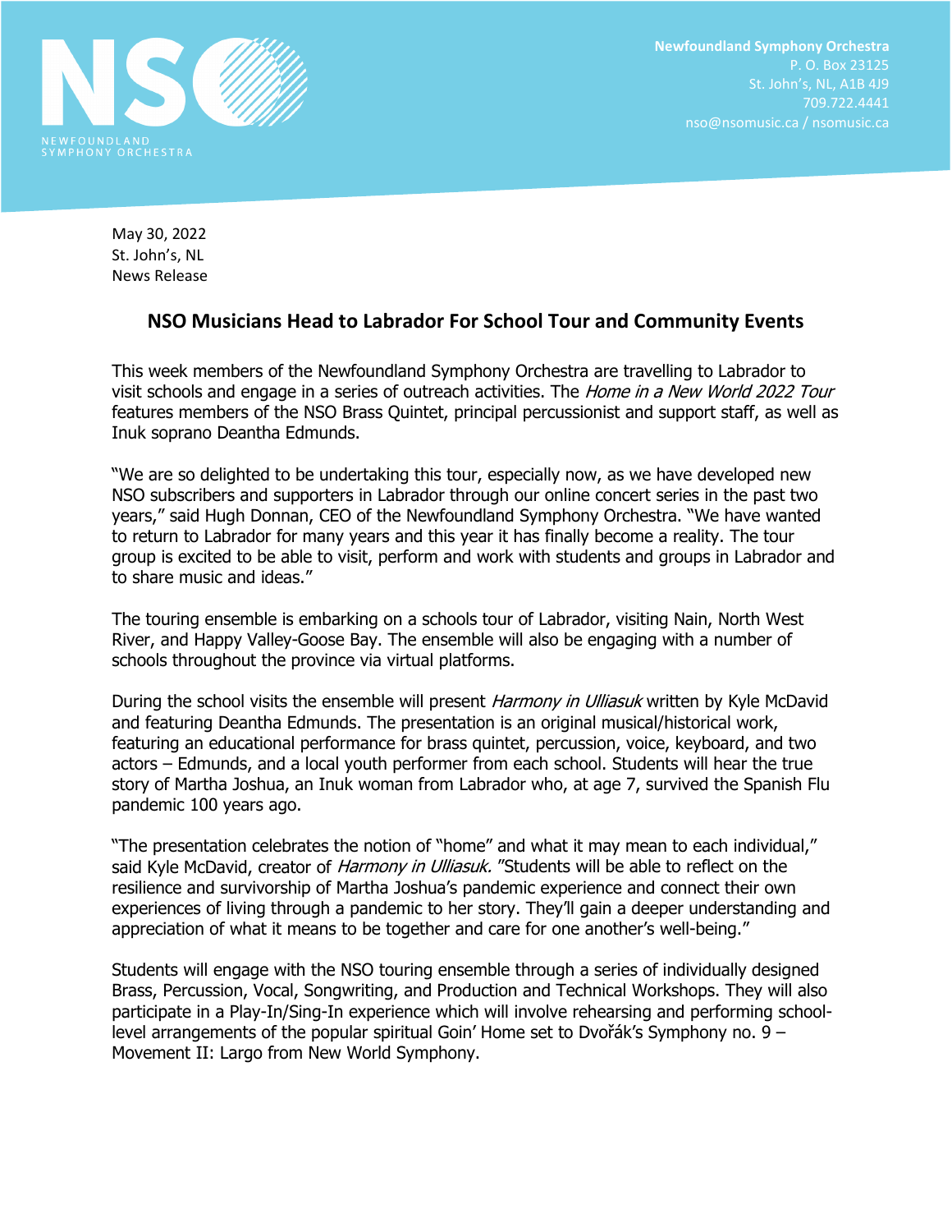NSO
NEWFOUNDLAND
SYMPHONY ORCHESTRA

**Newfoundland Symphony Orchestra**
P. O. Box 23125
St. John's, NL, A1B 4J9
709.722.4441
nso@nsomusic.ca / nsomusic.ca

May 30, 2022
St. John's, NL
News Release

## NSO Musicians Head to Labrador For School Tour and Community Events

This week members of the Newfoundland Symphony Orchestra are travelling to Labrador to visit schools and engage in a series of outreach activities. The *Home in a New World 2022 Tour* features members of the NSO Brass Quintet, principal percussionist and support staff, as well as Inuk soprano Deantha Edmunds.

"We are so delighted to be undertaking this tour, especially now, as we have developed new NSO subscribers and supporters in Labrador through our online concert series in the past two years," said Hugh Donnan, CEO of the Newfoundland Symphony Orchestra. "We have wanted to return to Labrador for many years and this year it has finally become a reality. The tour group is excited to be able to visit, perform and work with students and groups in Labrador and to share music and ideas."

The touring ensemble is embarking on a schools tour of Labrador, visiting Nain, North West River, and Happy Valley-Goose Bay. The ensemble will also be engaging with a number of schools throughout the province via virtual platforms.

During the school visits the ensemble will present *Harmony in Ulliasuk* written by Kyle McDavid and featuring Deantha Edmunds. The presentation is an original musical/historical work, featuring an educational performance for brass quintet, percussion, voice, keyboard, and two actors – Edmunds, and a local youth performer from each school. Students will hear the true story of Martha Joshua, an Inuk woman from Labrador who, at age 7, survived the Spanish Flu pandemic 100 years ago.

"The presentation celebrates the notion of "home" and what it may mean to each individual," said Kyle McDavid, creator of *Harmony in Ulliasuk.* "Students will be able to reflect on the resilience and survivorship of Martha Joshua's pandemic experience and connect their own experiences of living through a pandemic to her story. They'll gain a deeper understanding and appreciation of what it means to be together and care for one another's well-being."

Students will engage with the NSO touring ensemble through a series of individually designed Brass, Percussion, Vocal, Songwriting, and Production and Technical Workshops. They will also participate in a Play-In/Sing-In experience which will involve rehearsing and performing school-level arrangements of the popular spiritual Goin' Home set to Dvořák's Symphony no. 9 – Movement II: Largo from New World Symphony.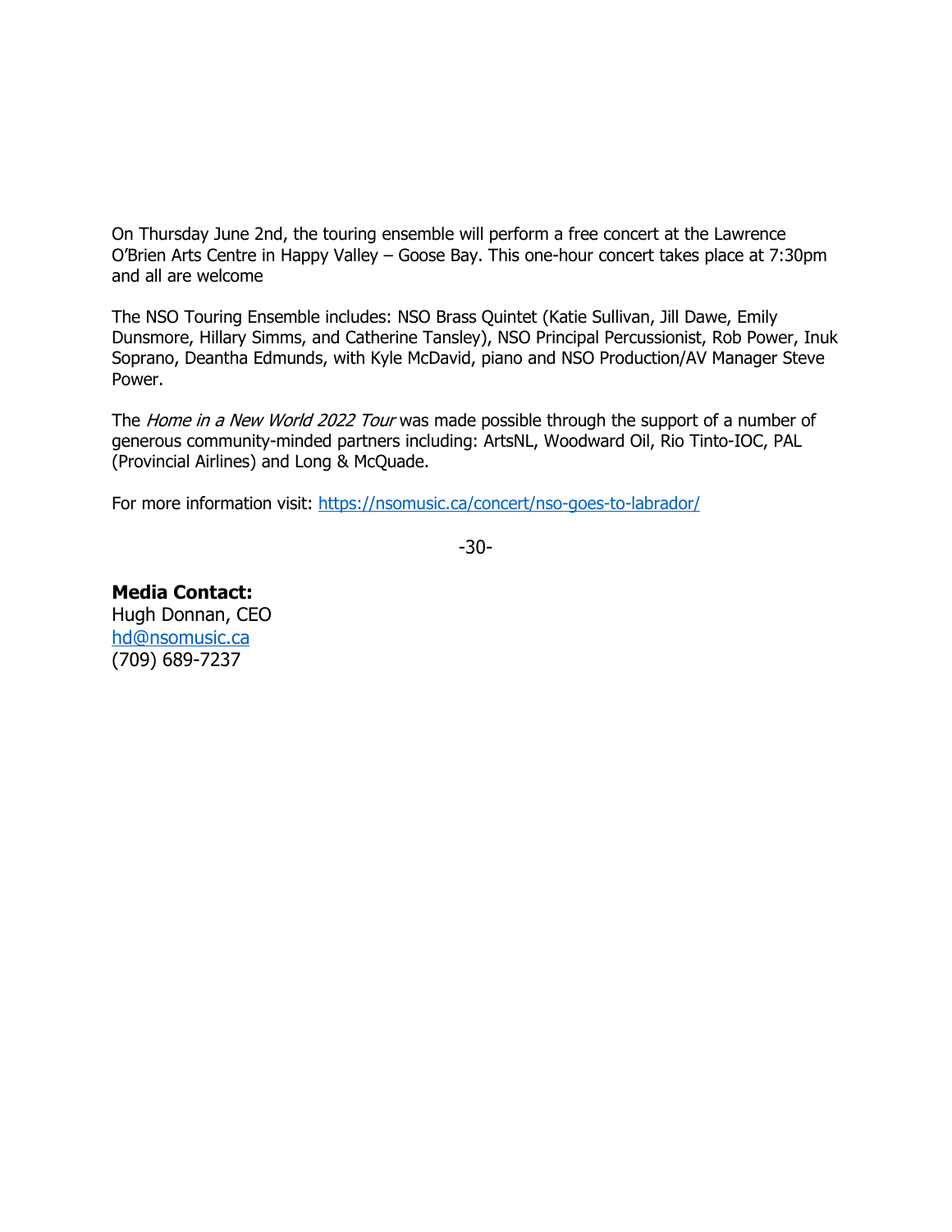On Thursday June 2nd, the touring ensemble will perform a free concert at the Lawrence O'Brien Arts Centre in Happy Valley – Goose Bay. This one-hour concert takes place at 7:30pm and all are welcome

The NSO Touring Ensemble includes: NSO Brass Quintet (Katie Sullivan, Jill Dawe, Emily Dunsmore, Hillary Simms, and Catherine Tansley), NSO Principal Percussionist, Rob Power, Inuk Soprano, Deantha Edmunds, with Kyle McDavid, piano and NSO Production/AV Manager Steve Power.

The *Home in a New World 2022 Tour* was made possible through the support of a number of generous community-minded partners including: ArtsNL, Woodward Oil, Rio Tinto-IOC, PAL (Provincial Airlines) and Long & McQuade.

For more information visit: [https://nsomusic.ca/concert/nso-goes-to-labrador/](https://nsomusic.ca/concert/nso-goes-to-labrador/)

-30-

**Media Contact:**
Hugh Donnan, CEO
[hd@nsomusic.ca](mailto:hd@nsomusic.ca)
(709) 689-7237